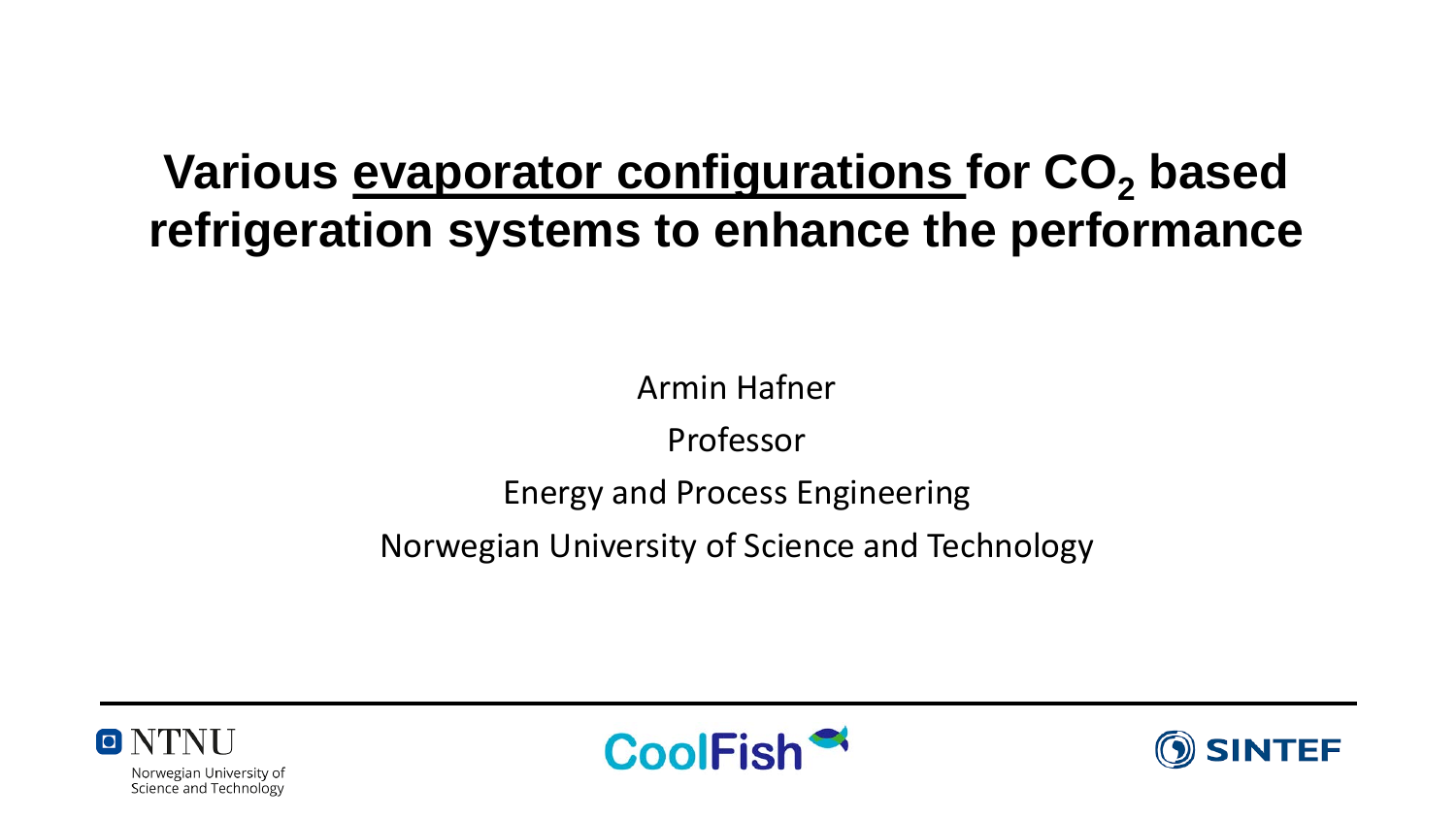# Various <u>evaporator configurations</u> for $CO_2$ based refrigeration systems to enhance the performance

Armin Hafner

Professor

Energy and Process Engineering

Norwegian University of Science and Technology

NTNU Norwegian University of Science and Technology

CoolFish

SINTEF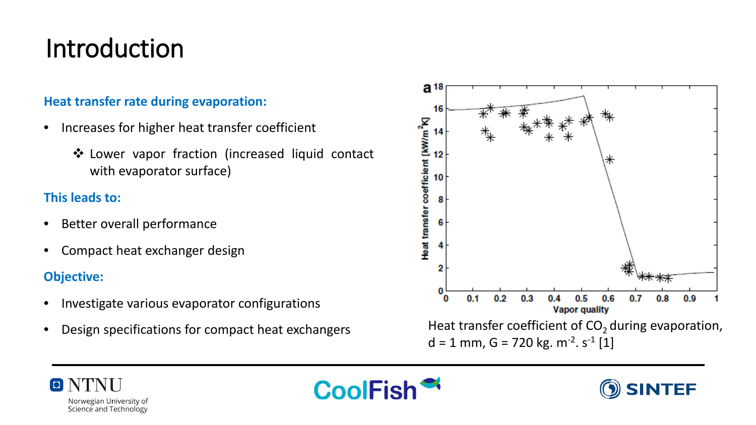# Introduction

**Heat transfer rate during evaporation:**

- Increases for higher heat transfer coefficient
  - ❖ Lower vapor fraction (increased liquid contact with evaporator surface)

**This leads to:**

- Better overall performance
- Compact heat exchanger design

**Objective:**

- Investigate various evaporator configurations
- Design specifications for compact heat exchangers

Heat transfer coefficient of $CO_2$ during evaporation, d = 1 mm, G = 720 kg. $m^{-2}$. $s^{-1}$ [1]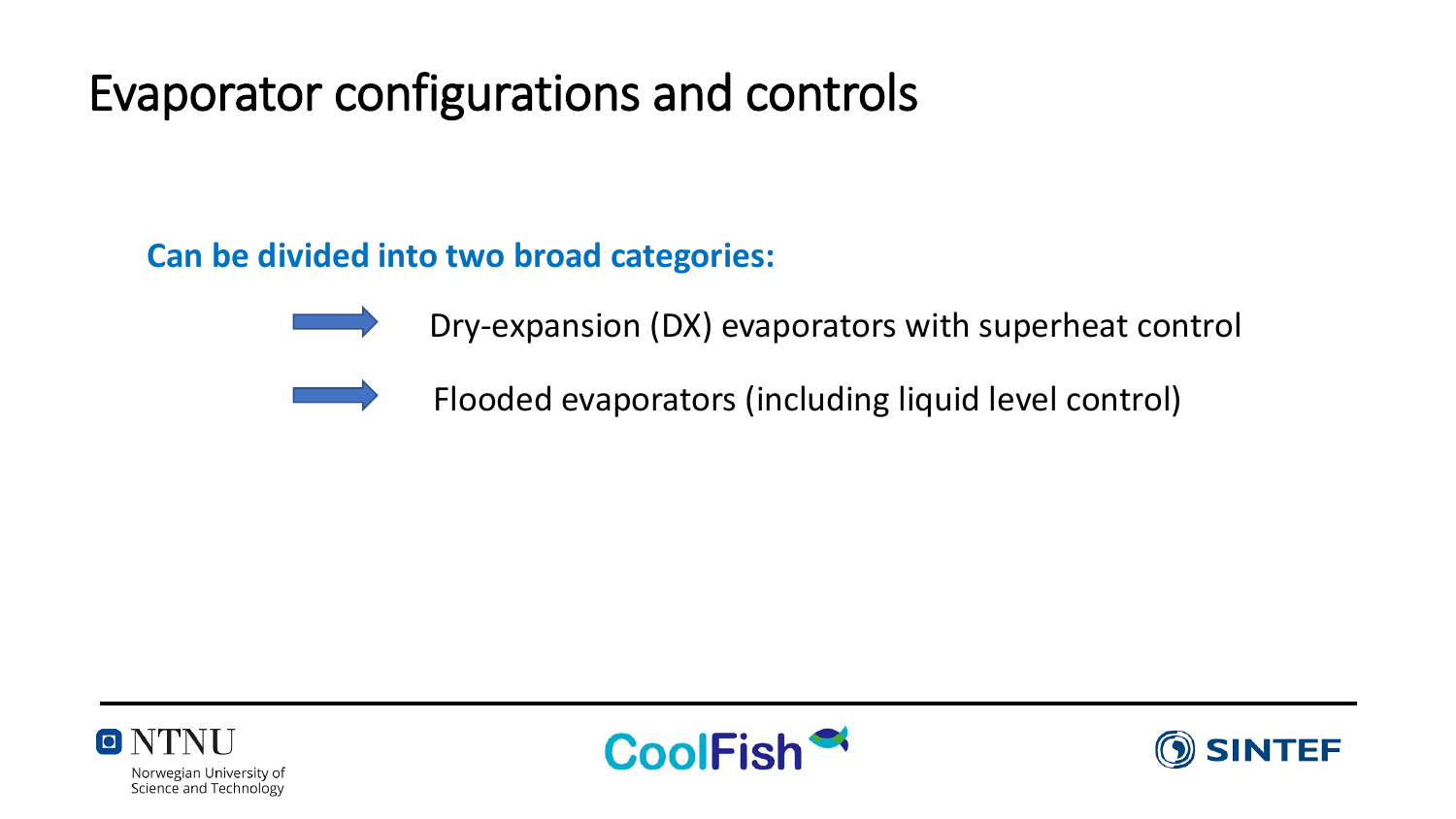# Evaporator configurations and controls

**Can be divided into two broad categories:**

- Dry-expansion (DX) evaporators with superheat control
- Flooded evaporators (including liquid level control)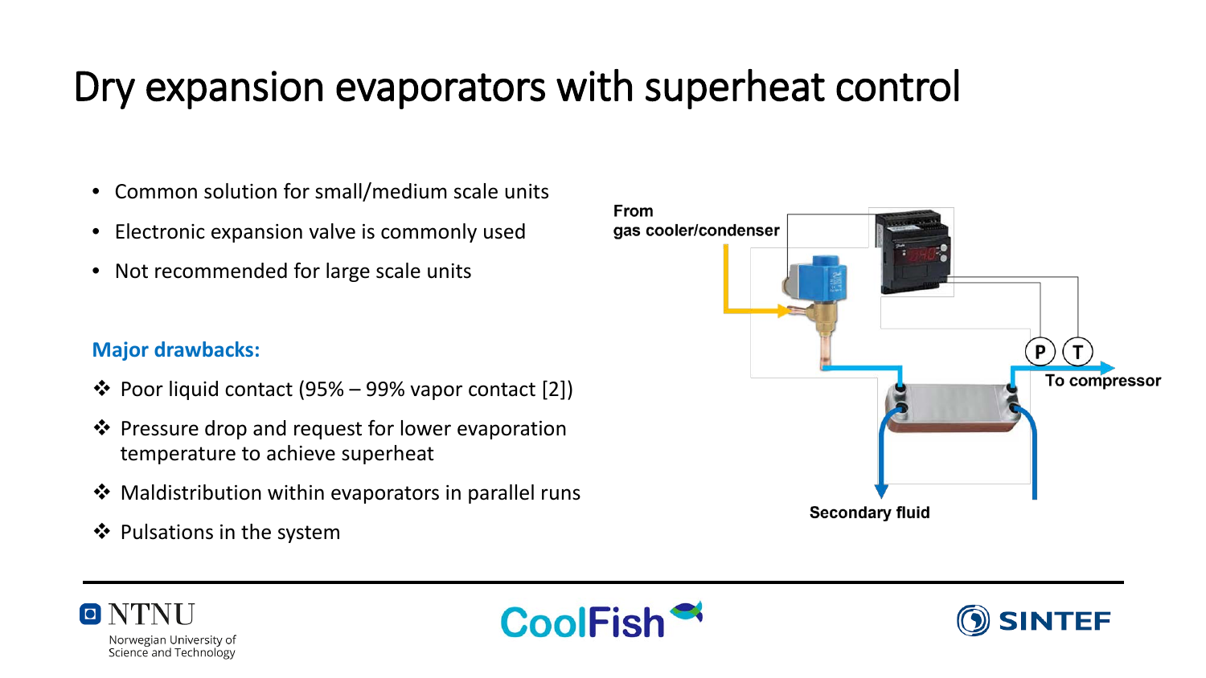# Dry expansion evaporators with superheat control

- Common solution for small/medium scale units
- Electronic expansion valve is commonly used
- Not recommended for large scale units

**Major drawbacks:**

- ❖ Poor liquid contact (95% – 99% vapor contact [2])
- ❖ Pressure drop and request for lower evaporation temperature to achieve superheat
- ❖ Maldistribution within evaporators in parallel runs
- ❖ Pulsations in the system

From gas cooler/condenser

P T

To compressor

Secondary fluid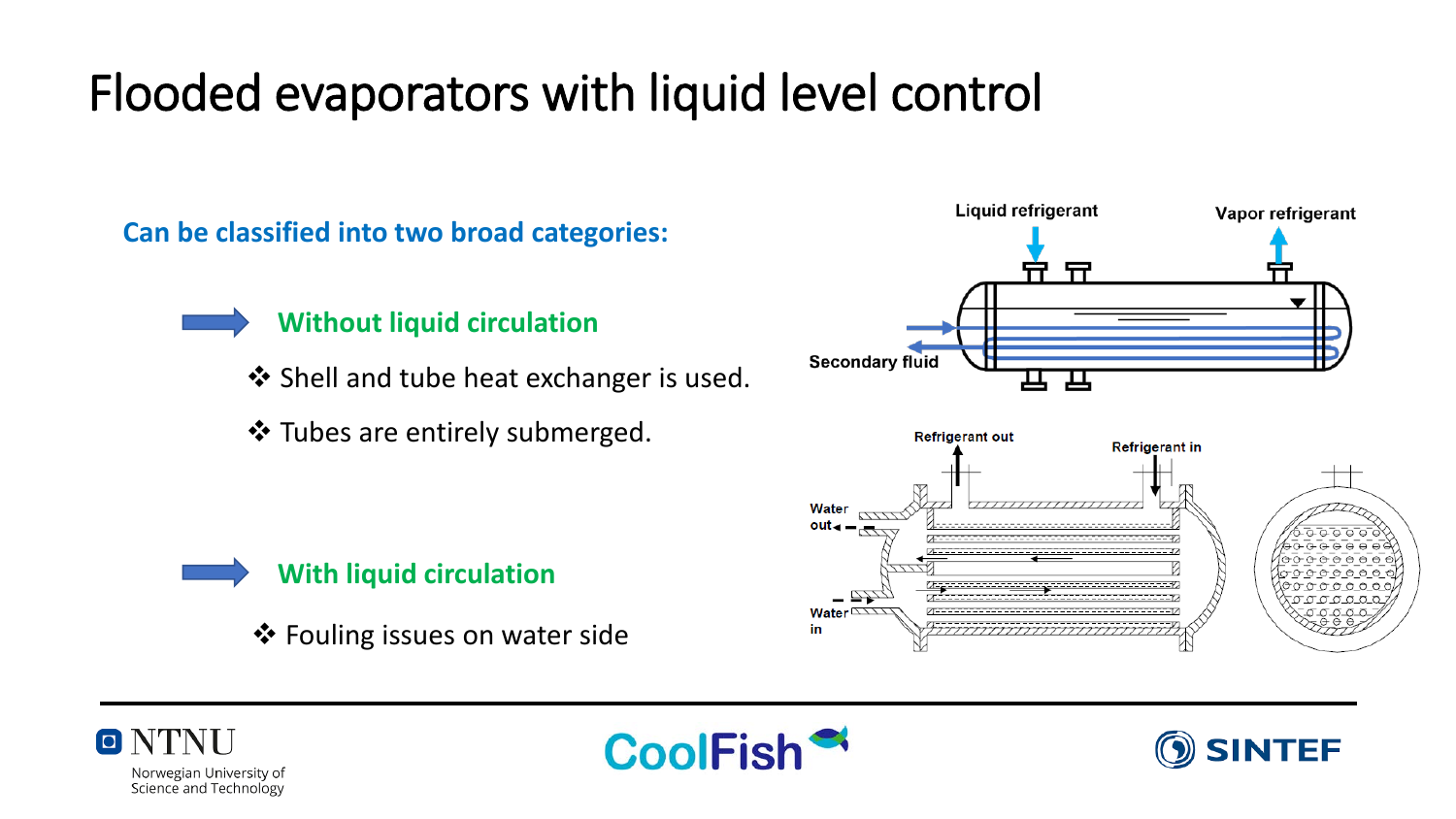# Flooded evaporators with liquid level control

**Can be classified into two broad categories:**

## Without liquid circulation

- Shell and tube heat exchanger is used.
- Tubes are entirely submerged.

## With liquid circulation

- Fouling issues on water side

Liquid refrigerant

Vapor refrigerant

Secondary fluid

Refrigerant out

Refrigerant in

Water out

Water in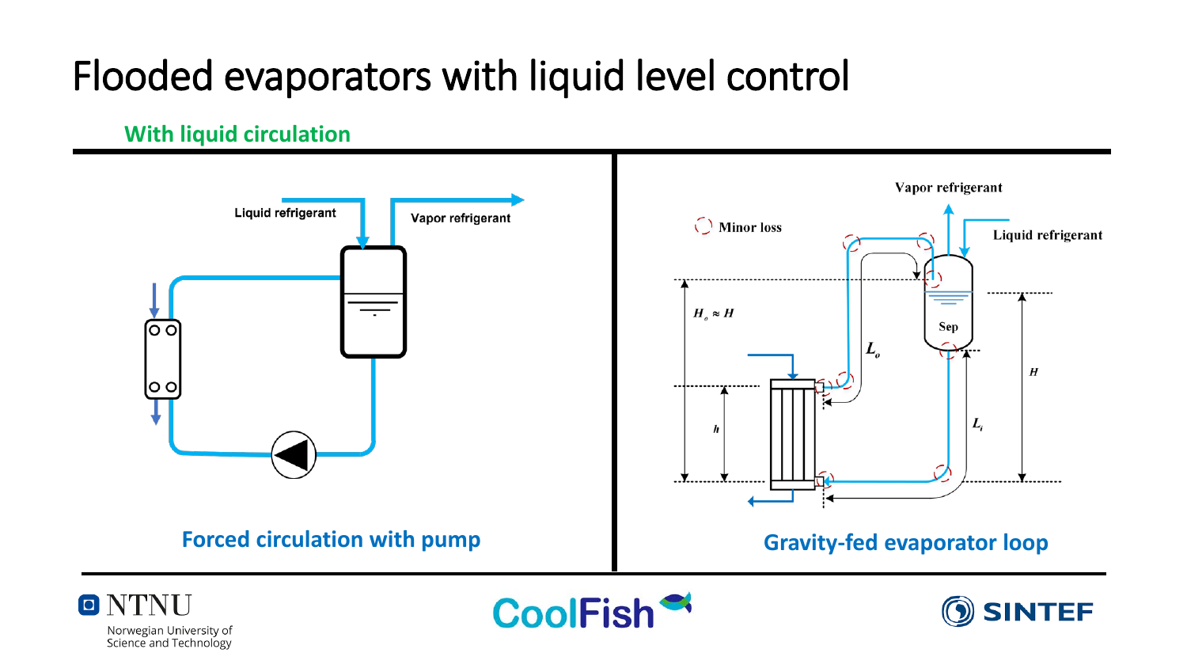# Flooded evaporators with liquid level control

## With liquid circulation

Liquid refrigerant

Vapor refrigerant

**Forced circulation with pump**

Vapor refrigerant

Liquid refrigerant

Minor loss

$H_o \approx H$

Sep

$L_o$

$H$

$h$

$L_i$

**Gravity-fed evaporator loop**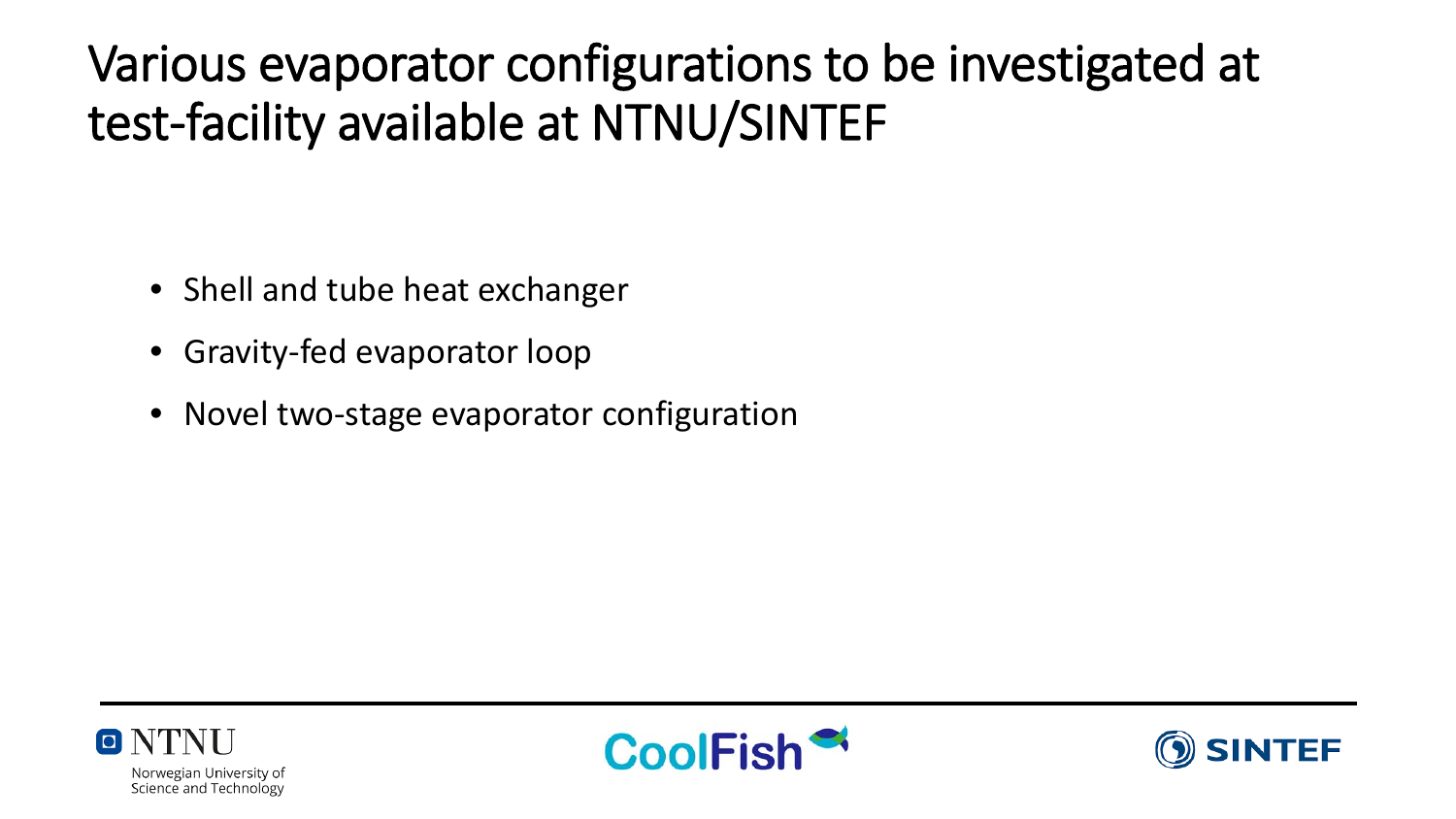# Various evaporator configurations to be investigated at test-facility available at NTNU/SINTEF

- Shell and tube heat exchanger
- Gravity-fed evaporator loop
- Novel two-stage evaporator configuration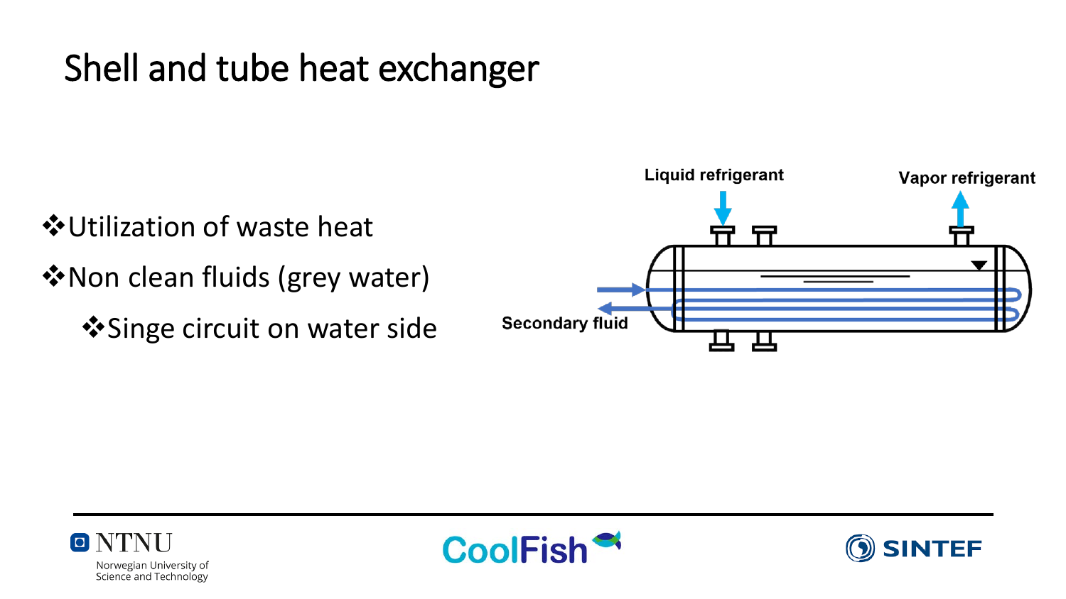# Shell and tube heat exchanger

- Utilization of waste heat
- Non clean fluids (grey water)
  - Singe circuit on water side

Liquid refrigerant

Vapor refrigerant

Secondary fluid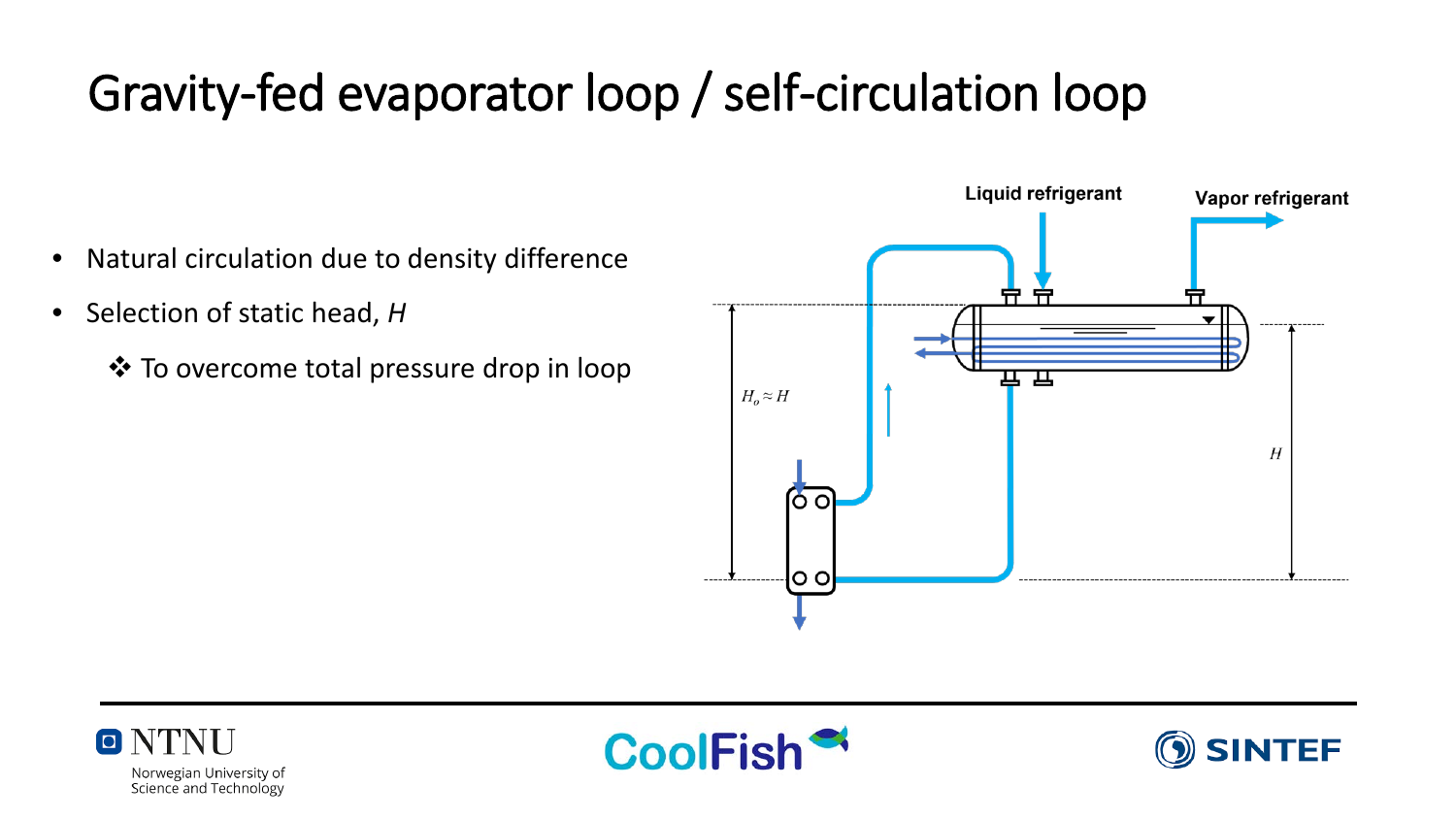# Gravity-fed evaporator loop / self-circulation loop

- Natural circulation due to density difference
- Selection of static head, $H$
  - ❖ To overcome total pressure drop in loop

Liquid refrigerant

Vapor refrigerant

$H_o \approx H$

$H$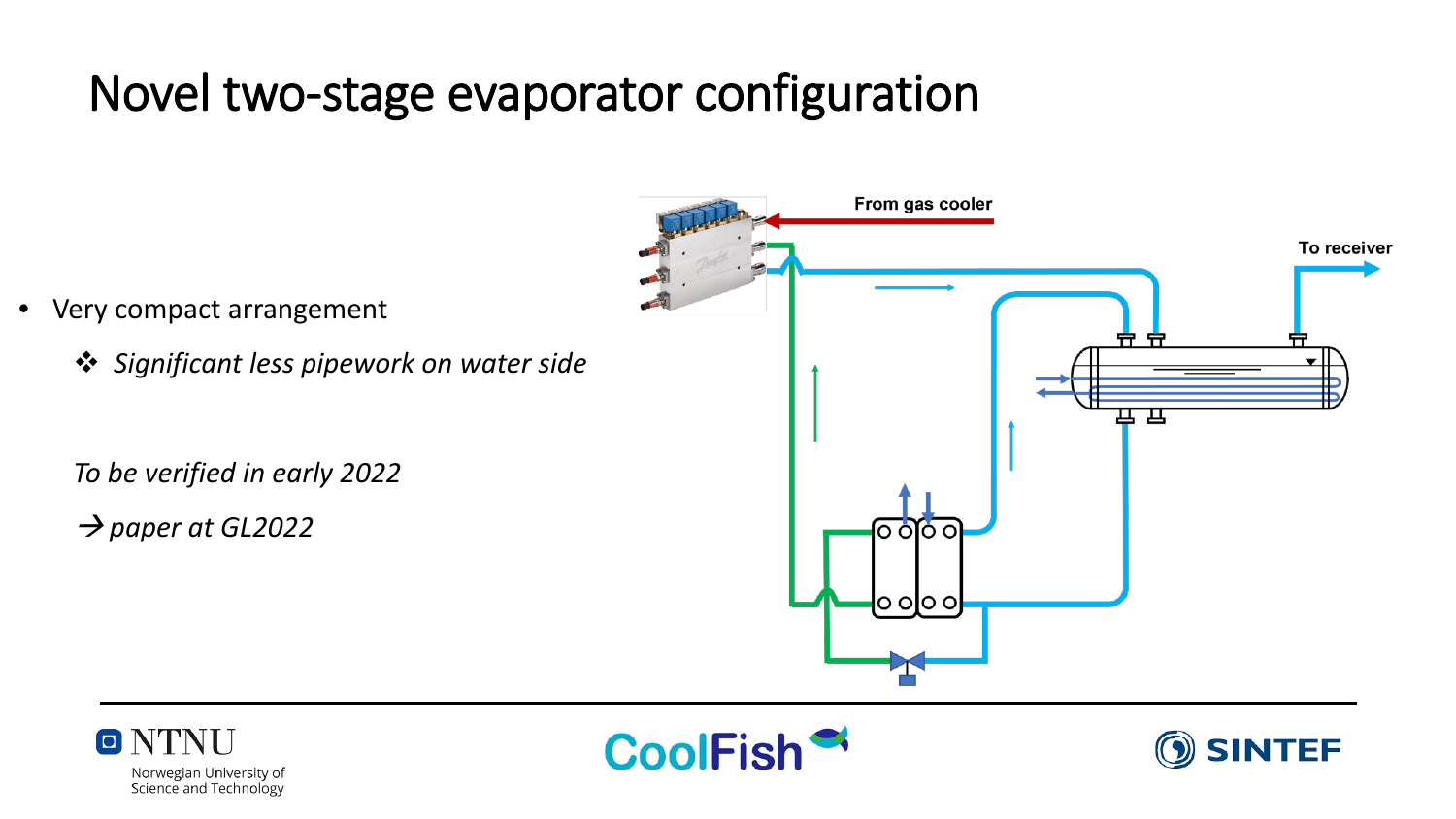# Novel two-stage evaporator configuration

- Very compact arrangement
  - ❖ *Significant less pipework on water side*

*To be verified in early 2022*

→ *paper at GL2022*

From gas cooler

To receiver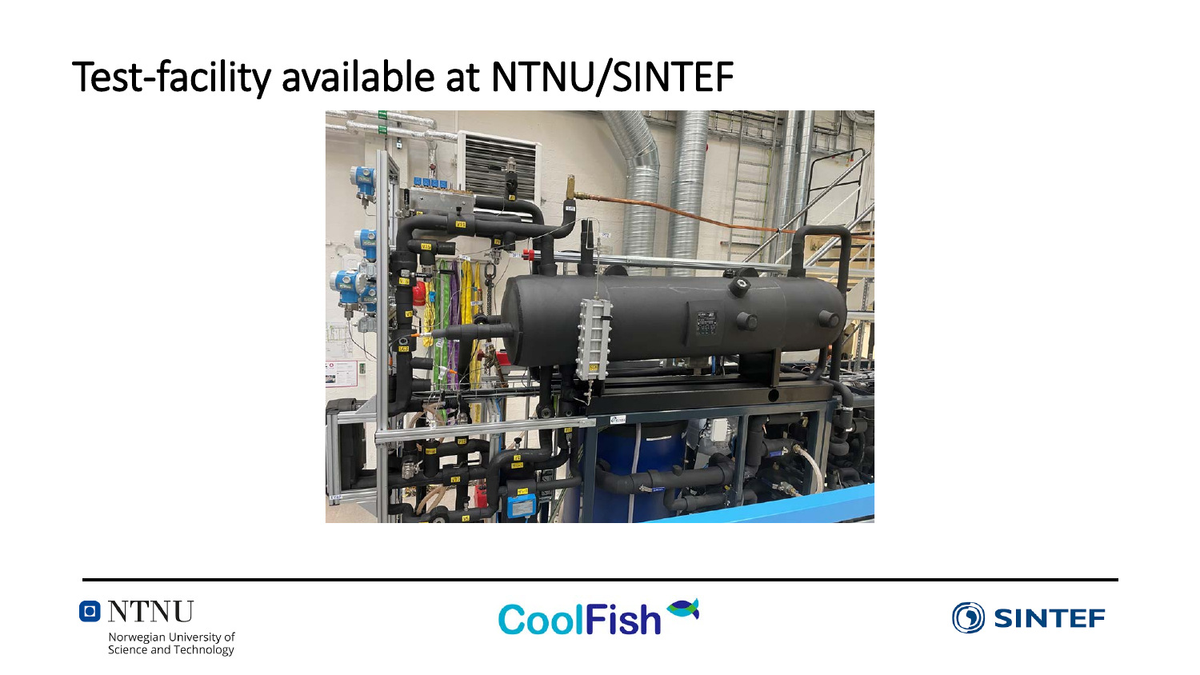# Test-facility available at NTNU/SINTEF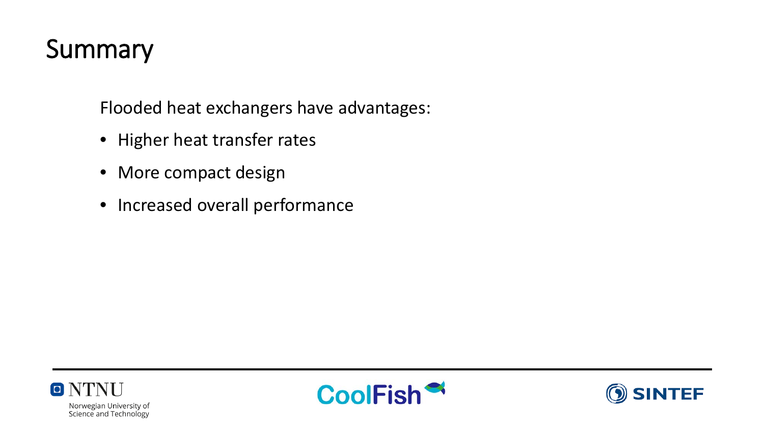# Summary

Flooded heat exchangers have advantages:

- Higher heat transfer rates
- More compact design
- Increased overall performance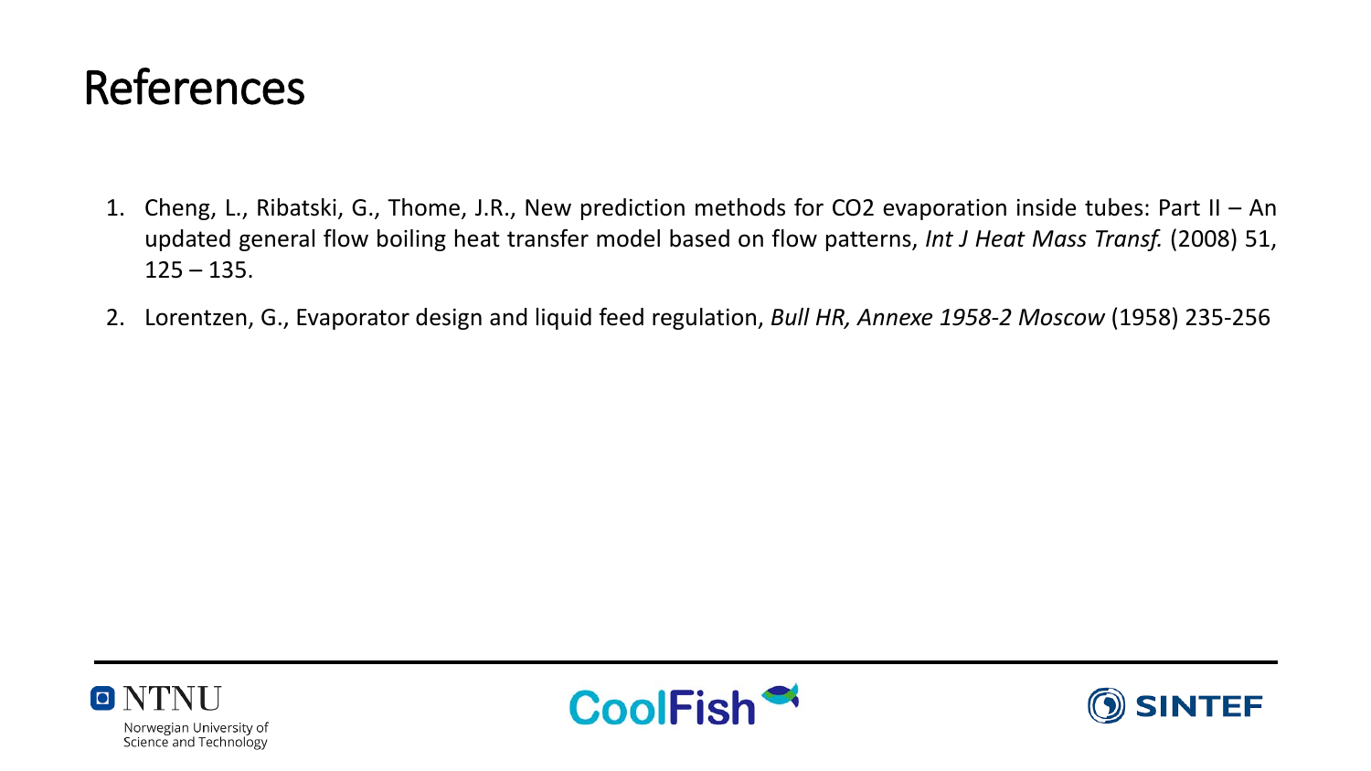# References

1. Cheng, L., Ribatski, G., Thome, J.R., New prediction methods for $CO_2$ evaporation inside tubes: Part II – An updated general flow boiling heat transfer model based on flow patterns, *Int J Heat Mass Transf.* (2008) 51, 125 – 135.
2. Lorentzen, G., Evaporator design and liquid feed regulation, *Bull HR, Annexe 1958-2 Moscow* (1958) 235-256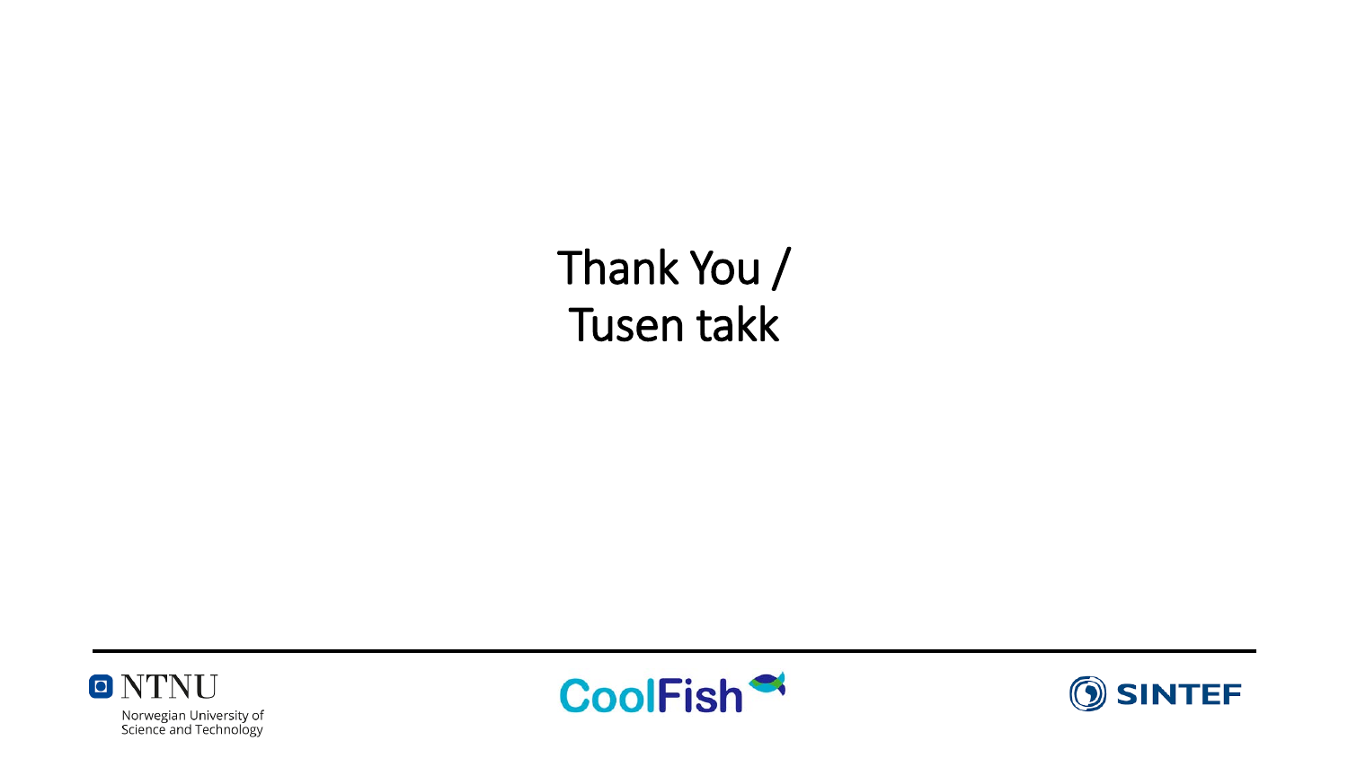# Thank You / Tusen takk

NTNU
Norwegian University of Science and Technology

CoolFish

SINTEF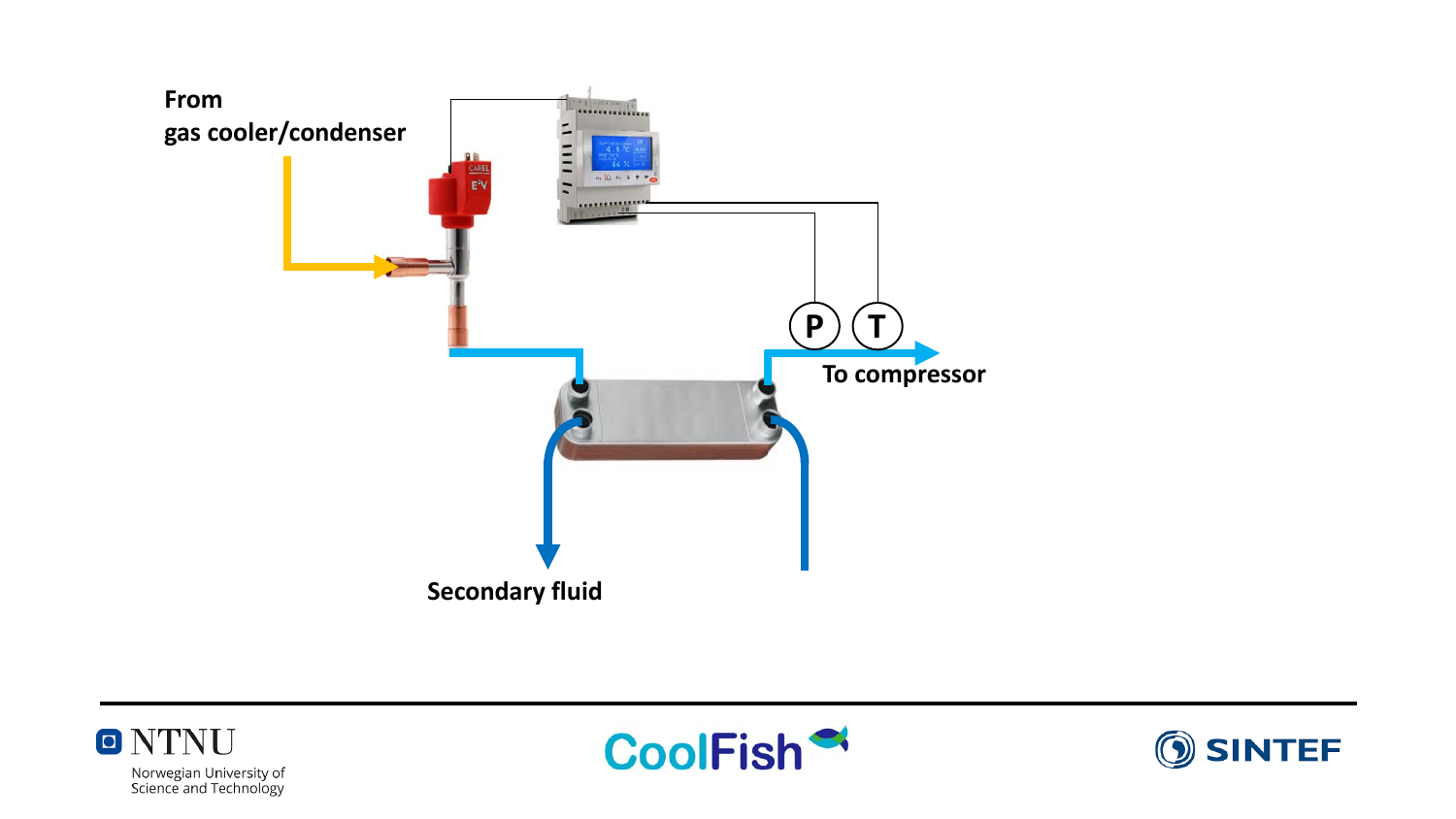From
gas cooler/condenser

P

T

To compressor

Secondary fluid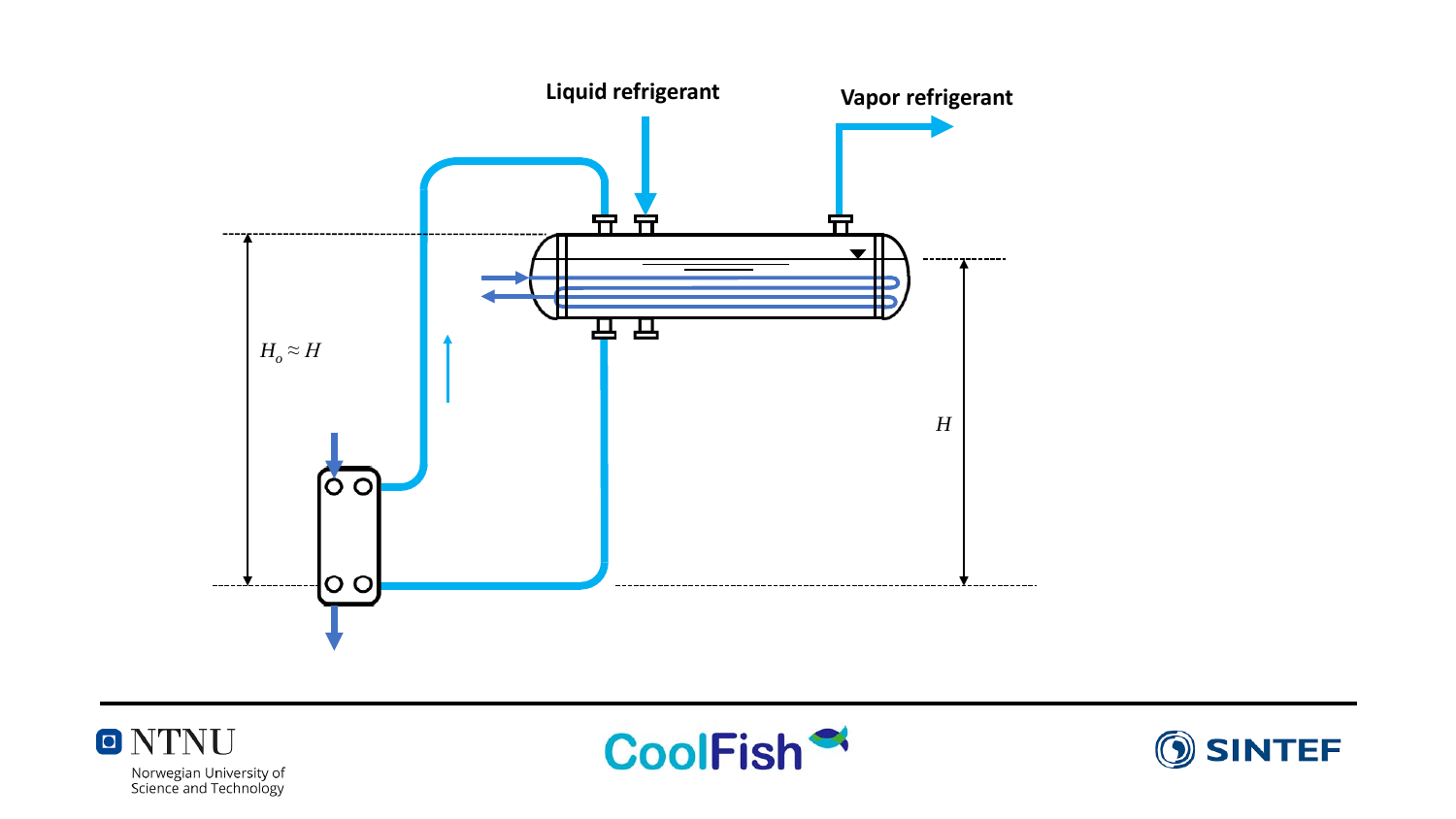Liquid refrigerant

Vapor refrigerant

$H_o \approx H$

$H$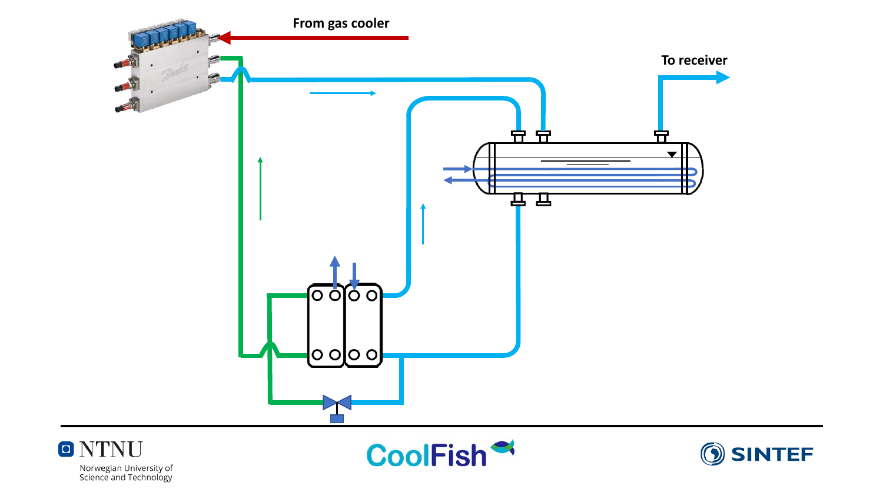From gas cooler

To receiver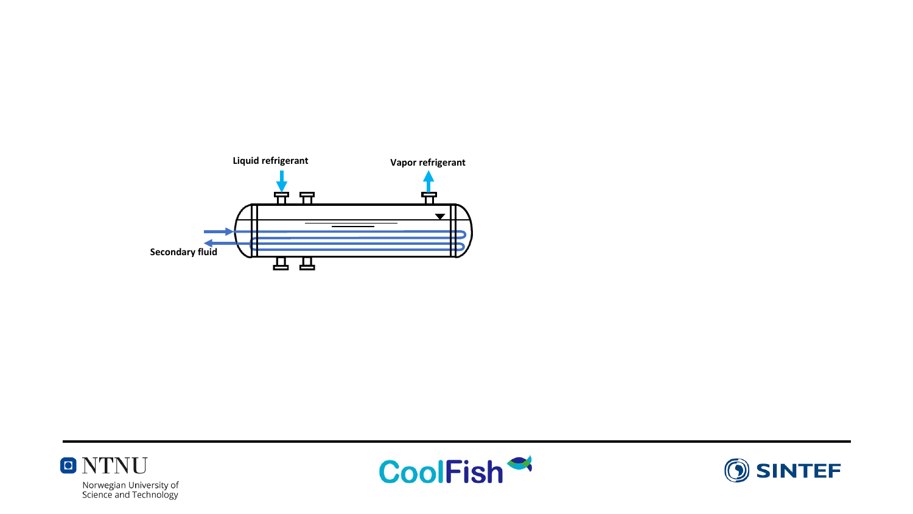Liquid refrigerant

Vapor refrigerant

Secondary fluid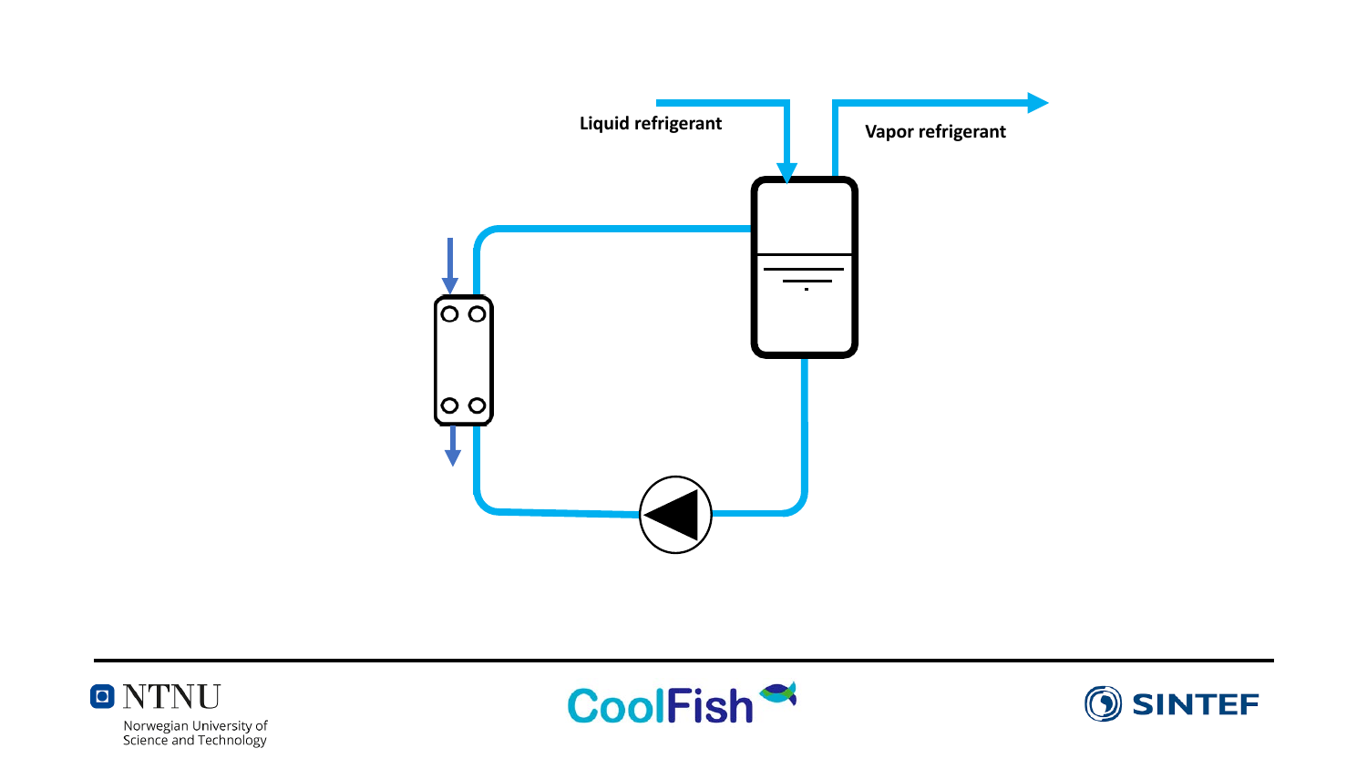Liquid refrigerant

Vapor refrigerant